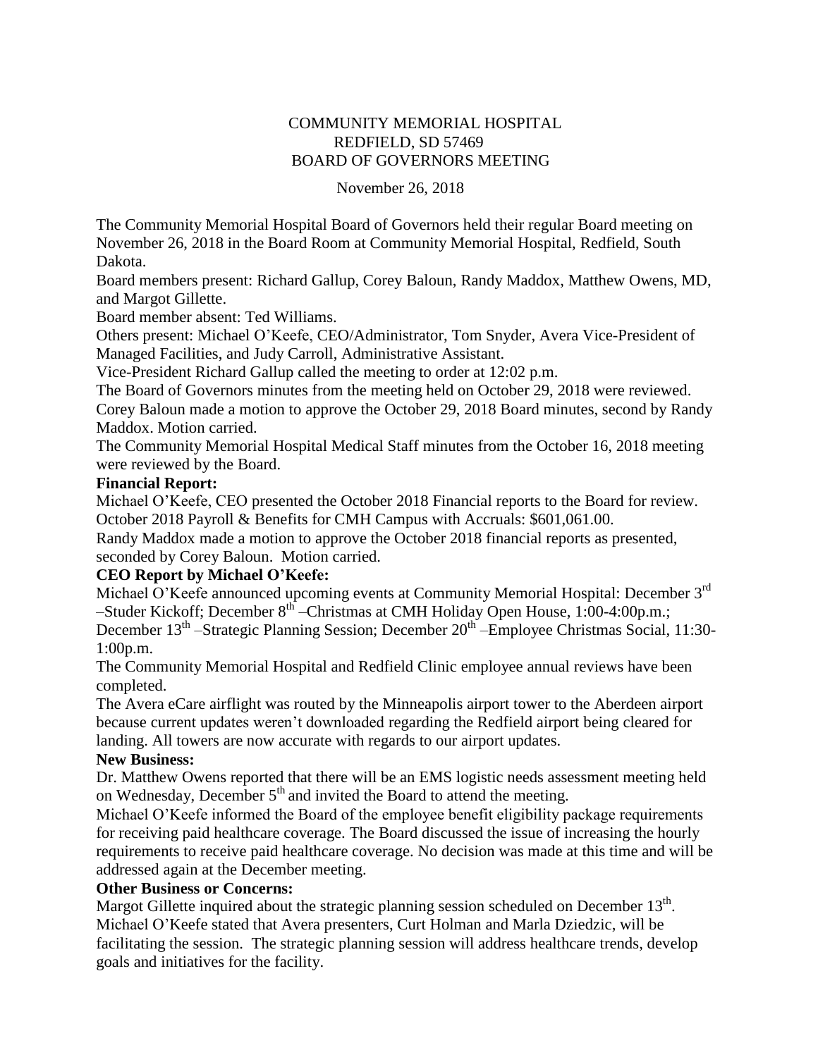COMMUNITY MEMORIAL HOSPITAL
REDFIELD, SD 57469
BOARD OF GOVERNORS MEETING

November 26, 2018

The Community Memorial Hospital Board of Governors held their regular Board meeting on November 26, 2018 in the Board Room at Community Memorial Hospital, Redfield, South Dakota.

Board members present: Richard Gallup, Corey Baloun, Randy Maddox, Matthew Owens, MD, and Margot Gillette.

Board member absent: Ted Williams.

Others present: Michael O'Keefe, CEO/Administrator, Tom Snyder, Avera Vice-President of Managed Facilities, and Judy Carroll, Administrative Assistant.

Vice-President Richard Gallup called the meeting to order at 12:02 p.m.

The Board of Governors minutes from the meeting held on October 29, 2018 were reviewed. Corey Baloun made a motion to approve the October 29, 2018 Board minutes, second by Randy Maddox. Motion carried.

The Community Memorial Hospital Medical Staff minutes from the October 16, 2018 meeting were reviewed by the Board.

**Financial Report:**

Michael O'Keefe, CEO presented the October 2018 Financial reports to the Board for review. October 2018 Payroll & Benefits for CMH Campus with Accruals: $601,061.00.

Randy Maddox made a motion to approve the October 2018 financial reports as presented, seconded by Corey Baloun. Motion carried.

**CEO Report by Michael O'Keefe:**

Michael O'Keefe announced upcoming events at Community Memorial Hospital: December 3rd –Studer Kickoff; December 8th –Christmas at CMH Holiday Open House, 1:00-4:00p.m.; December 13th –Strategic Planning Session; December 20th –Employee Christmas Social, 11:30-1:00p.m.

The Community Memorial Hospital and Redfield Clinic employee annual reviews have been completed.

The Avera eCare airflight was routed by the Minneapolis airport tower to the Aberdeen airport because current updates weren't downloaded regarding the Redfield airport being cleared for landing. All towers are now accurate with regards to our airport updates.

**New Business:**

Dr. Matthew Owens reported that there will be an EMS logistic needs assessment meeting held on Wednesday, December 5th and invited the Board to attend the meeting.

Michael O'Keefe informed the Board of the employee benefit eligibility package requirements for receiving paid healthcare coverage. The Board discussed the issue of increasing the hourly requirements to receive paid healthcare coverage. No decision was made at this time and will be addressed again at the December meeting.

**Other Business or Concerns:**

Margot Gillette inquired about the strategic planning session scheduled on December 13th. Michael O'Keefe stated that Avera presenters, Curt Holman and Marla Dziedzic, will be facilitating the session. The strategic planning session will address healthcare trends, develop goals and initiatives for the facility.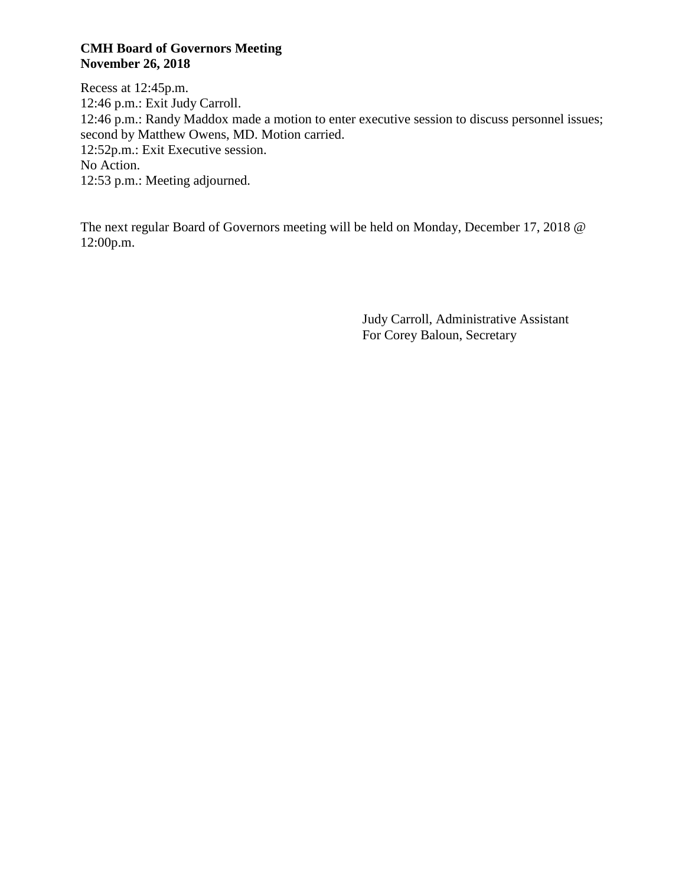**CMH Board of Governors Meeting**
**November 26, 2018**

Recess at 12:45p.m.
12:46 p.m.: Exit Judy Carroll.
12:46 p.m.: Randy Maddox made a motion to enter executive session to discuss personnel issues; second by Matthew Owens, MD. Motion carried.
12:52p.m.: Exit Executive session.
No Action.
12:53 p.m.: Meeting adjourned.

The next regular Board of Governors meeting will be held on Monday, December 17, 2018 @ 12:00p.m.

Judy Carroll, Administrative Assistant
For Corey Baloun, Secretary